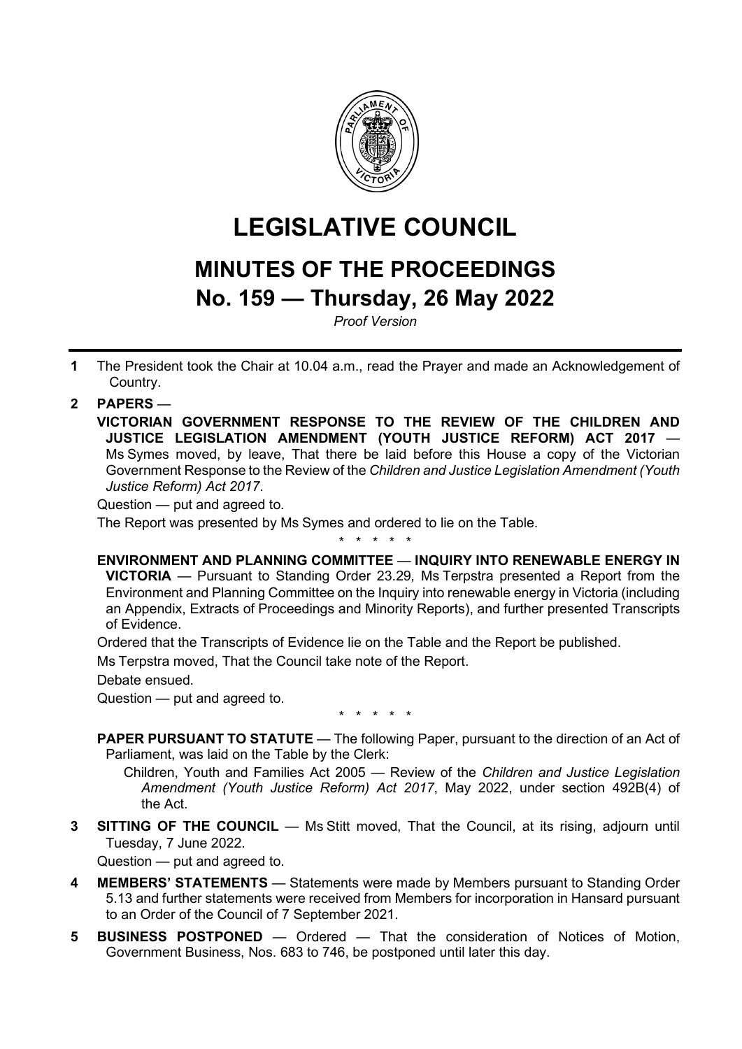# LEGISLATIVE COUNCIL

## MINUTES OF THE PROCEEDINGS

## No. 159 — Thursday, 26 May 2022

*Proof Version*

---

**1** The President took the Chair at 10.04 a.m., read the Prayer and made an Acknowledgement of Country.

**2** **PAPERS** —

**VICTORIAN GOVERNMENT RESPONSE TO THE REVIEW OF THE CHILDREN AND JUSTICE LEGISLATION AMENDMENT (YOUTH JUSTICE REFORM) ACT 2017** — Ms Symes moved, by leave, That there be laid before this House a copy of the Victorian Government Response to the Review of the *Children and Justice Legislation Amendment (Youth Justice Reform) Act 2017*.

Question — put and agreed to.

The Report was presented by Ms Symes and ordered to lie on the Table.

\* \* \* \* \*

**ENVIRONMENT AND PLANNING COMMITTEE** — **INQUIRY INTO RENEWABLE ENERGY IN VICTORIA** — Pursuant to Standing Order 23.29*,* Ms Terpstra presented a Report from the Environment and Planning Committee on the Inquiry into renewable energy in Victoria (including an Appendix, Extracts of Proceedings and Minority Reports), and further presented Transcripts of Evidence.

Ordered that the Transcripts of Evidence lie on the Table and the Report be published.

Ms Terpstra moved, That the Council take note of the Report.

Debate ensued.

Question — put and agreed to.

\* \* \* \* \*

**PAPER PURSUANT TO STATUTE** — The following Paper, pursuant to the direction of an Act of Parliament, was laid on the Table by the Clerk:

Children, Youth and Families Act 2005 — Review of the *Children and Justice Legislation Amendment (Youth Justice Reform) Act 2017*, May 2022, under section 492B(4) of the Act.

**3** **SITTING OF THE COUNCIL** — Ms Stitt moved, That the Council, at its rising, adjourn until Tuesday, 7 June 2022.

Question — put and agreed to.

**4** **MEMBERS' STATEMENTS** — Statements were made by Members pursuant to Standing Order 5.13 and further statements were received from Members for incorporation in Hansard pursuant to an Order of the Council of 7 September 2021.

**5** **BUSINESS POSTPONED** — Ordered — That the consideration of Notices of Motion, Government Business, Nos. 683 to 746, be postponed until later this day.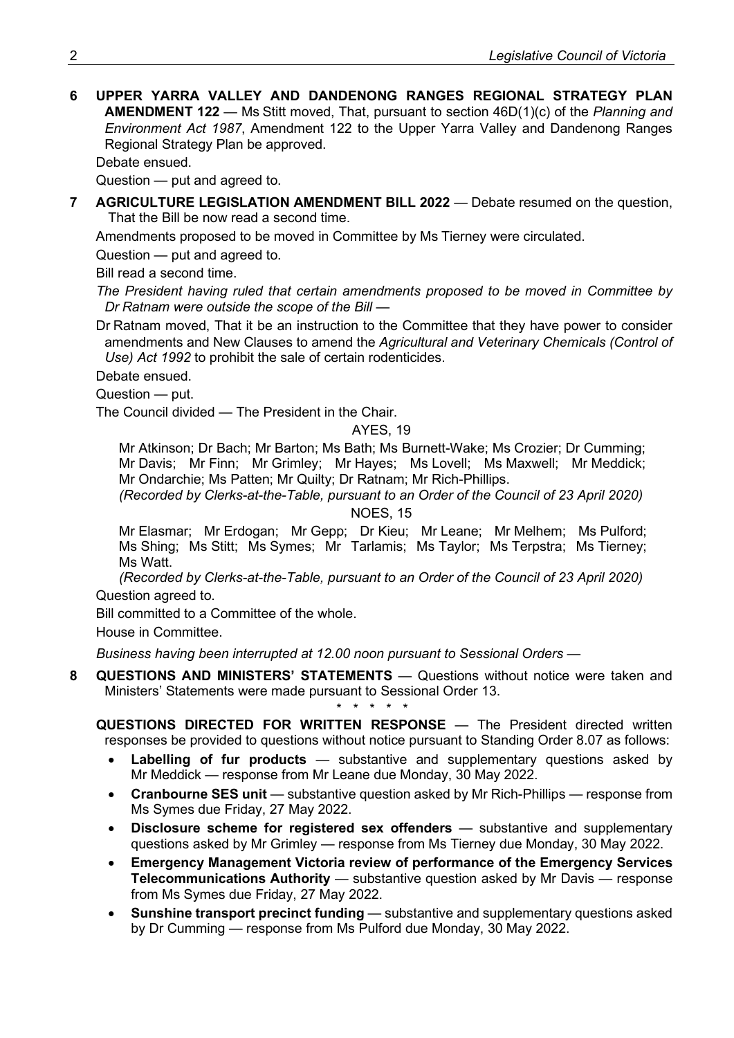**6 UPPER YARRA VALLEY AND DANDENONG RANGES REGIONAL STRATEGY PLAN AMENDMENT 122** — Ms Stitt moved, That, pursuant to section 46D(1)(c) of the *Planning and Environment Act 1987*, Amendment 122 to the Upper Yarra Valley and Dandenong Ranges Regional Strategy Plan be approved.

Debate ensued.

Question — put and agreed to.

**7 AGRICULTURE LEGISLATION AMENDMENT BILL 2022** — Debate resumed on the question, That the Bill be now read a second time.

Amendments proposed to be moved in Committee by Ms Tierney were circulated.

Question — put and agreed to.

Bill read a second time.

*The President having ruled that certain amendments proposed to be moved in Committee by Dr Ratnam were outside the scope of the Bill* —

Dr Ratnam moved, That it be an instruction to the Committee that they have power to consider amendments and New Clauses to amend the *Agricultural and Veterinary Chemicals (Control of Use) Act 1992* to prohibit the sale of certain rodenticides.

Debate ensued.

Question — put.

The Council divided — The President in the Chair.

AYES, 19

Mr Atkinson; Dr Bach; Mr Barton; Ms Bath; Ms Burnett-Wake; Ms Crozier; Dr Cumming; Mr Davis; Mr Finn; Mr Grimley; Mr Hayes; Ms Lovell; Ms Maxwell; Mr Meddick; Mr Ondarchie; Ms Patten; Mr Quilty; Dr Ratnam; Mr Rich-Phillips.

*(Recorded by Clerks-at-the-Table, pursuant to an Order of the Council of 23 April 2020)*

NOES, 15

Mr Elasmar; Mr Erdogan; Mr Gepp; Dr Kieu; Mr Leane; Mr Melhem; Ms Pulford; Ms Shing; Ms Stitt; Ms Symes; Mr Tarlamis; Ms Taylor; Ms Terpstra; Ms Tierney; Ms Watt.

*(Recorded by Clerks-at-the-Table, pursuant to an Order of the Council of 23 April 2020)*

Question agreed to.

Bill committed to a Committee of the whole.

House in Committee.

*Business having been interrupted at 12.00 noon pursuant to Sessional Orders* —

**8 QUESTIONS AND MINISTERS' STATEMENTS** — Questions without notice were taken and Ministers' Statements were made pursuant to Sessional Order 13.

\* \* \* \* \*

**QUESTIONS DIRECTED FOR WRITTEN RESPONSE** — The President directed written responses be provided to questions without notice pursuant to Standing Order 8.07 as follows:

- **Labelling of fur products** — substantive and supplementary questions asked by Mr Meddick — response from Mr Leane due Monday, 30 May 2022.
- **Cranbourne SES unit** — substantive question asked by Mr Rich-Phillips — response from Ms Symes due Friday, 27 May 2022.
- **Disclosure scheme for registered sex offenders** — substantive and supplementary questions asked by Mr Grimley — response from Ms Tierney due Monday, 30 May 2022.
- **Emergency Management Victoria review of performance of the Emergency Services Telecommunications Authority** — substantive question asked by Mr Davis — response from Ms Symes due Friday, 27 May 2022.
- **Sunshine transport precinct funding** — substantive and supplementary questions asked by Dr Cumming — response from Ms Pulford due Monday, 30 May 2022.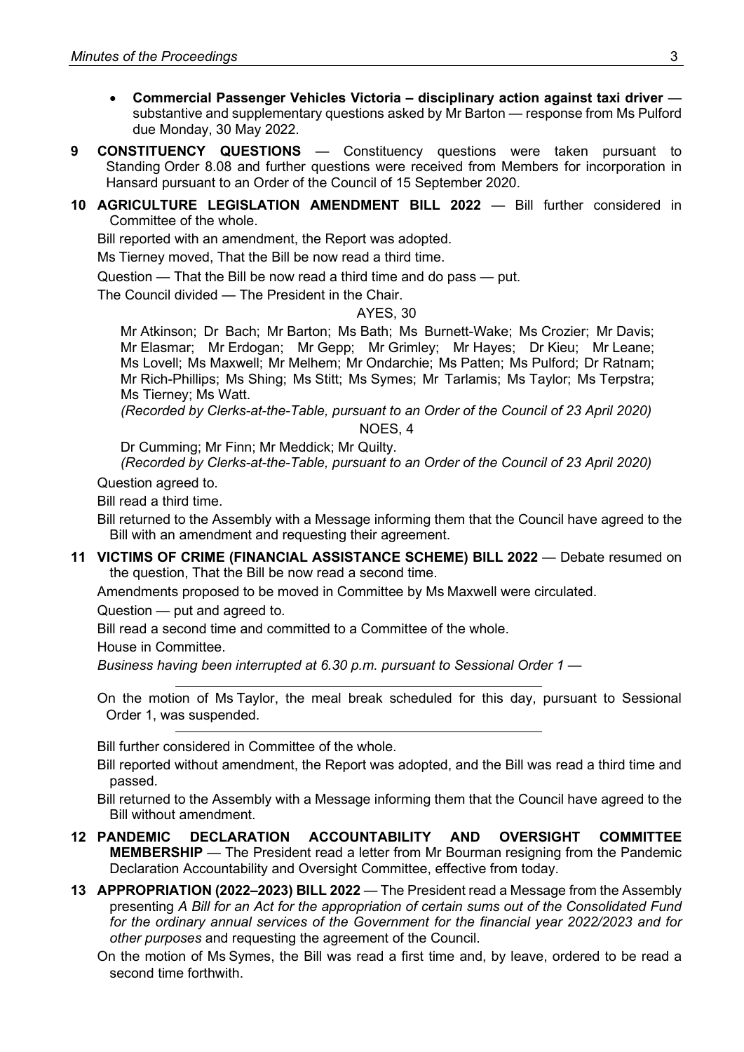- **Commercial Passenger Vehicles Victoria – disciplinary action against taxi driver** — substantive and supplementary questions asked by Mr Barton — response from Ms Pulford due Monday, 30 May 2022.

**9 CONSTITUENCY QUESTIONS** — Constituency questions were taken pursuant to Standing Order 8.08 and further questions were received from Members for incorporation in Hansard pursuant to an Order of the Council of 15 September 2020.

**10 AGRICULTURE LEGISLATION AMENDMENT BILL 2022** — Bill further considered in Committee of the whole.

Bill reported with an amendment, the Report was adopted.

Ms Tierney moved, That the Bill be now read a third time.

Question — That the Bill be now read a third time and do pass — put.

The Council divided — The President in the Chair.

AYES, 30

Mr Atkinson; Dr Bach; Mr Barton; Ms Bath; Ms Burnett-Wake; Ms Crozier; Mr Davis; Mr Elasmar; Mr Erdogan; Mr Gepp; Mr Grimley; Mr Hayes; Dr Kieu; Mr Leane; Ms Lovell; Ms Maxwell; Mr Melhem; Mr Ondarchie; Ms Patten; Ms Pulford; Dr Ratnam; Mr Rich-Phillips; Ms Shing; Ms Stitt; Ms Symes; Mr Tarlamis; Ms Taylor; Ms Terpstra; Ms Tierney; Ms Watt.

*(Recorded by Clerks-at-the-Table, pursuant to an Order of the Council of 23 April 2020)*

NOES, 4

Dr Cumming; Mr Finn; Mr Meddick; Mr Quilty.

*(Recorded by Clerks-at-the-Table, pursuant to an Order of the Council of 23 April 2020)*

Question agreed to.

Bill read a third time.

Bill returned to the Assembly with a Message informing them that the Council have agreed to the Bill with an amendment and requesting their agreement.

**11 VICTIMS OF CRIME (FINANCIAL ASSISTANCE SCHEME) BILL 2022** — Debate resumed on the question, That the Bill be now read a second time.

Amendments proposed to be moved in Committee by Ms Maxwell were circulated.

Question — put and agreed to.

Bill read a second time and committed to a Committee of the whole.

House in Committee.

*Business having been interrupted at 6.30 p.m. pursuant to Sessional Order 1 —*

---

On the motion of Ms Taylor, the meal break scheduled for this day, pursuant to Sessional Order 1, was suspended.

---

Bill further considered in Committee of the whole.

Bill reported without amendment, the Report was adopted, and the Bill was read a third time and passed.

Bill returned to the Assembly with a Message informing them that the Council have agreed to the Bill without amendment.

**12 PANDEMIC DECLARATION ACCOUNTABILITY AND OVERSIGHT COMMITTEE MEMBERSHIP** — The President read a letter from Mr Bourman resigning from the Pandemic Declaration Accountability and Oversight Committee, effective from today.

**13 APPROPRIATION (2022–2023) BILL 2022** — The President read a Message from the Assembly presenting *A Bill for an Act for the appropriation of certain sums out of the Consolidated Fund for the ordinary annual services of the Government for the financial year 2022/2023 and for other purposes* and requesting the agreement of the Council.

On the motion of Ms Symes, the Bill was read a first time and, by leave, ordered to be read a second time forthwith.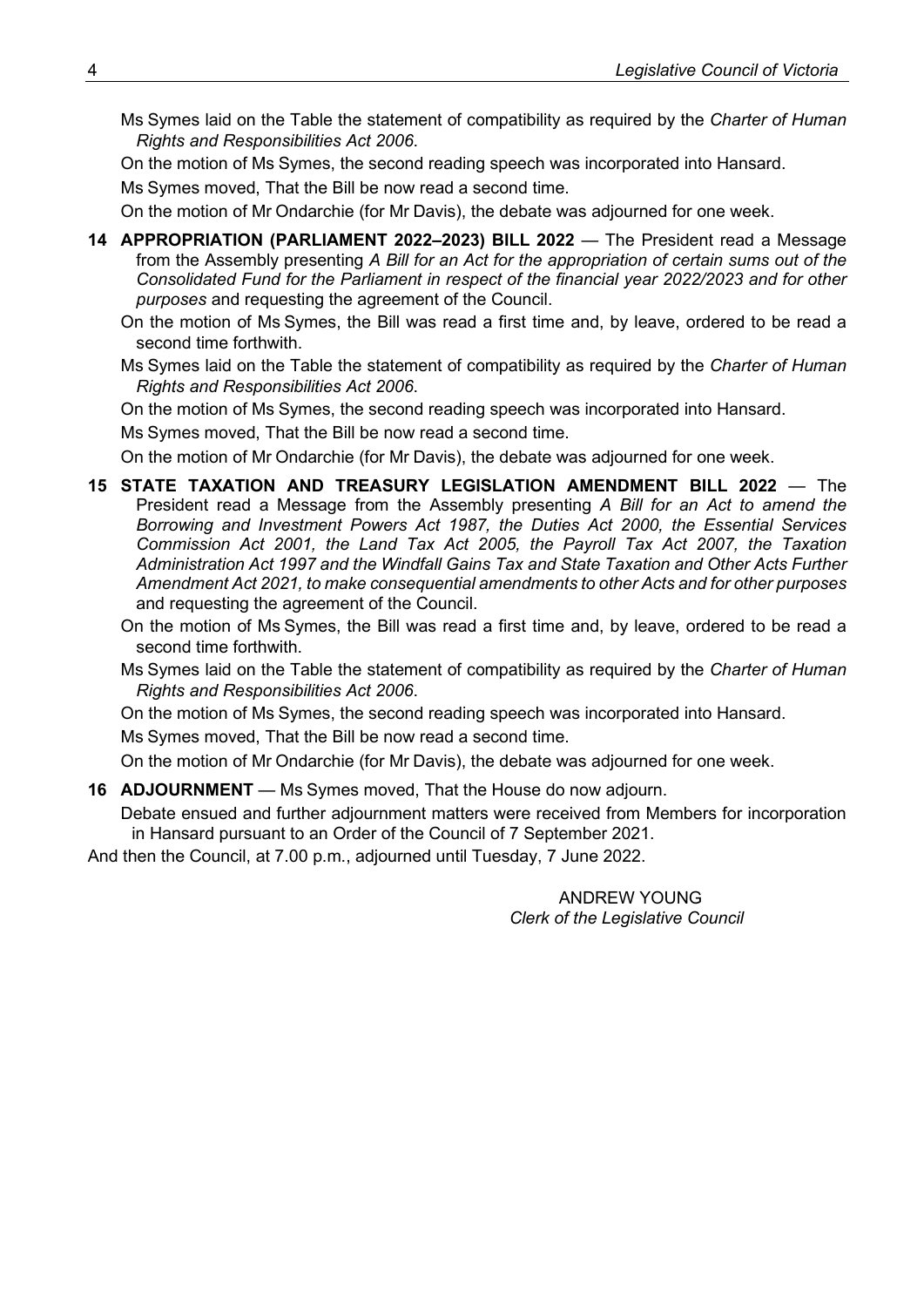Ms Symes laid on the Table the statement of compatibility as required by the *Charter of Human Rights and Responsibilities Act 2006*.

On the motion of Ms Symes, the second reading speech was incorporated into Hansard.

Ms Symes moved, That the Bill be now read a second time.

On the motion of Mr Ondarchie (for Mr Davis), the debate was adjourned for one week.

**14 APPROPRIATION (PARLIAMENT 2022–2023) BILL 2022** — The President read a Message from the Assembly presenting *A Bill for an Act for the appropriation of certain sums out of the Consolidated Fund for the Parliament in respect of the financial year 2022/2023 and for other purposes* and requesting the agreement of the Council.

On the motion of Ms Symes, the Bill was read a first time and, by leave, ordered to be read a second time forthwith.

Ms Symes laid on the Table the statement of compatibility as required by the *Charter of Human Rights and Responsibilities Act 2006*.

On the motion of Ms Symes, the second reading speech was incorporated into Hansard.

Ms Symes moved, That the Bill be now read a second time.

On the motion of Mr Ondarchie (for Mr Davis), the debate was adjourned for one week.

**15 STATE TAXATION AND TREASURY LEGISLATION AMENDMENT BILL 2022** — The President read a Message from the Assembly presenting *A Bill for an Act to amend the Borrowing and Investment Powers Act 1987, the Duties Act 2000, the Essential Services Commission Act 2001, the Land Tax Act 2005, the Payroll Tax Act 2007, the Taxation Administration Act 1997 and the Windfall Gains Tax and State Taxation and Other Acts Further Amendment Act 2021, to make consequential amendments to other Acts and for other purposes* and requesting the agreement of the Council.

On the motion of Ms Symes, the Bill was read a first time and, by leave, ordered to be read a second time forthwith.

Ms Symes laid on the Table the statement of compatibility as required by the *Charter of Human Rights and Responsibilities Act 2006*.

On the motion of Ms Symes, the second reading speech was incorporated into Hansard.

Ms Symes moved, That the Bill be now read a second time.

On the motion of Mr Ondarchie (for Mr Davis), the debate was adjourned for one week.

**16 ADJOURNMENT** — Ms Symes moved, That the House do now adjourn.

Debate ensued and further adjournment matters were received from Members for incorporation in Hansard pursuant to an Order of the Council of 7 September 2021.

And then the Council, at 7.00 p.m., adjourned until Tuesday, 7 June 2022.

ANDREW YOUNG
*Clerk of the Legislative Council*